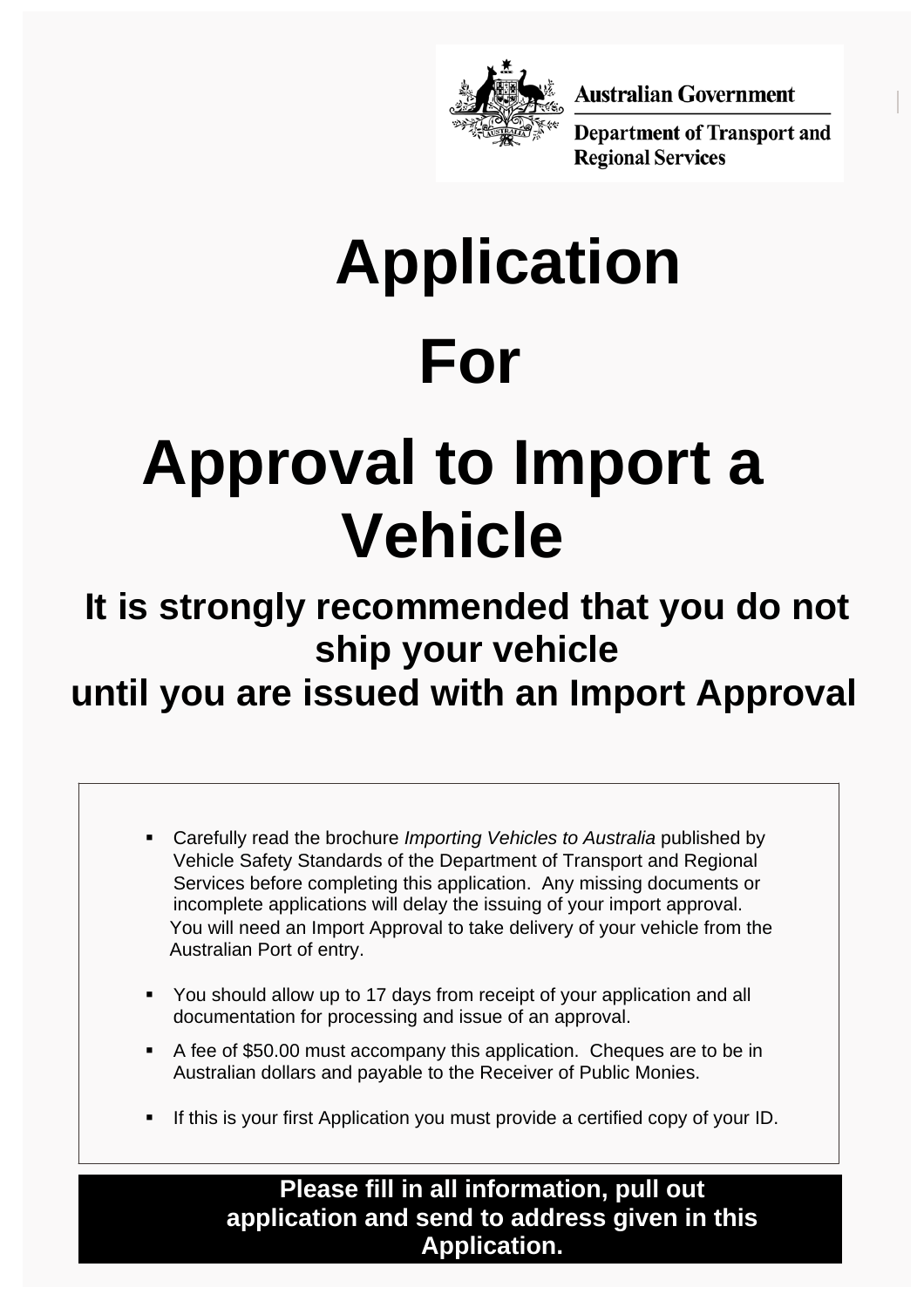**Australian Government**

**Department of Transport and Regional Services**

# Application For Approval to Import a Vehicle

## It is strongly recommended that you do not ship your vehicle until you are issued with an Import Approval

- Carefully read the brochure *Importing Vehicles to Australia* published by Vehicle Safety Standards of the Department of Transport and Regional Services before completing this application. Any missing documents or incomplete applications will delay the issuing of your import approval. You will need an Import Approval to take delivery of your vehicle from the Australian Port of entry.
- You should allow up to 17 days from receipt of your application and all documentation for processing and issue of an approval.
- A fee of $50.00 must accompany this application. Cheques are to be in Australian dollars and payable to the Receiver of Public Monies.
- If this is your first Application you must provide a certified copy of your ID.

**Please fill in all information, pull out application and send to address given in this Application.**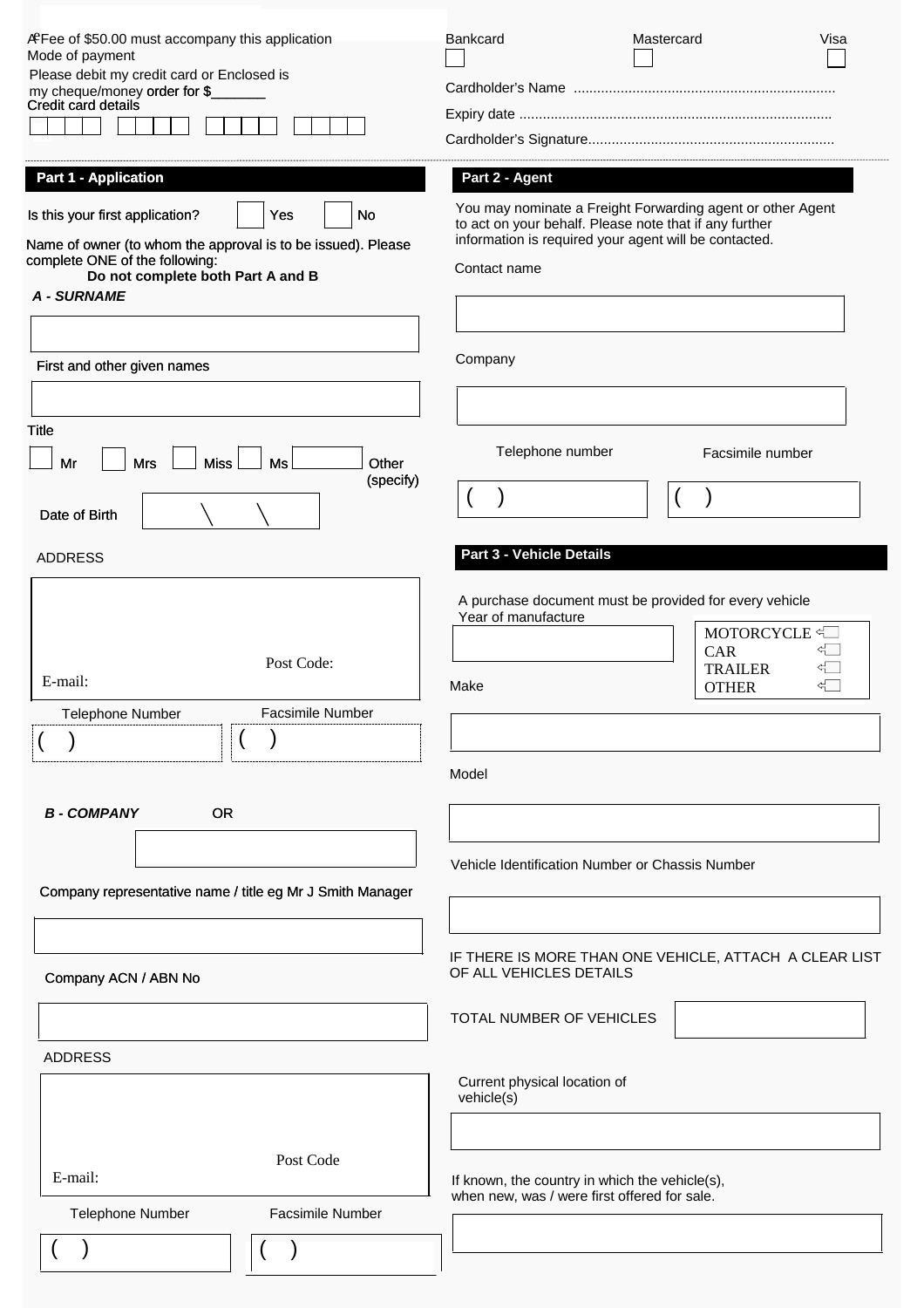A Fee of $50.00 must accompany this application
Mode of payment
Please debit my credit card or Enclosed is my cheque/money order for $_______
Credit card details

| | | | | | | | | | | | | | | | |
|---|---|---|---|---|---|---|---|---|---|---|---|---|---|---|---|
| | | | | | | | | | | | | | | | |

Bankcard ☐ Mastercard ☐ Visa ☐

Cardholder's Name ..................................................................

Expiry date ...............................................................................

Cardholder's Signature..............................................................

## Part 1 - Application

Is this your first application? ☐ Yes ☐ No

Name of owner (to whom the approval is to be issued). Please complete ONE of the following:

**Do not complete both Part A and B**

***A - SURNAME***

First and other given names

Title

☐ Mr ☐ Mrs ☐ Miss ☐ Ms ☐ Other (specify)

Date of Birth \ \

ADDRESS

Post Code:

E-mail:

Telephone Number ( )

Facsimile Number ( )

***B - COMPANY*** OR

Company representative name / title eg Mr J Smith Manager

Company ACN / ABN No

ADDRESS

Post Code

E-mail:

Telephone Number ( )

Facsimile Number ( )

## Part 2 - Agent

You may nominate a Freight Forwarding agent or other Agent to act on your behalf. Please note that if any further information is required your agent will be contacted.

Contact name

Company

Telephone number ( )

Facsimile number ( )

## Part 3 - Vehicle Details

A purchase document must be provided for every vehicle

Year of manufacture

MOTORCYCLE ☐
CAR ☐
TRAILER ☐
OTHER ☐

Make

Model

Vehicle Identification Number or Chassis Number

IF THERE IS MORE THAN ONE VEHICLE, ATTACH A CLEAR LIST OF ALL VEHICLES DETAILS

TOTAL NUMBER OF VEHICLES

Current physical location of vehicle(s)

If known, the country in which the vehicle(s), when new, was / were first offered for sale.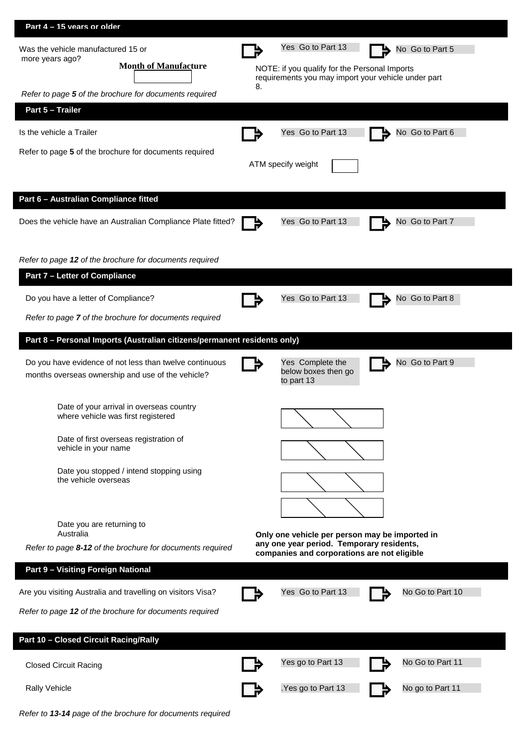## Part 4 – 15 years or older

Was the vehicle manufactured 15 or more years ago?

**Month of Manufacture**

Yes Go to Part 13 | No Go to Part 5

NOTE: if you qualify for the Personal Imports requirements you may import your vehicle under part 8.

*Refer to page **5** of the brochure for documents required*

## Part 5 – Trailer

Is the vehicle a Trailer

Yes Go to Part 13 | No Go to Part 6

Refer to page **5** of the brochure for documents required

ATM specify weight

## Part 6 – Australian Compliance fitted

Does the vehicle have an Australian Compliance Plate fitted?

Yes Go to Part 13 | No Go to Part 7

*Refer to page **12** of the brochure for documents required*

## Part 7 – Letter of Compliance

Do you have a letter of Compliance?

Yes Go to Part 13 | No Go to Part 8

*Refer to page **7** of the brochure for documents required*

## Part 8 – Personal Imports (Australian citizens/permanent residents only)

Do you have evidence of not less than twelve continuous months overseas ownership and use of the vehicle?

Yes Complete the below boxes then go to part 13 | No Go to Part 9

- Date of your arrival in overseas country where vehicle was first registered: ___ / ___ / ___
- Date of first overseas registration of vehicle in your name: ___ / ___ / ___
- Date you stopped / intend stopping using the vehicle overseas: ___ / ___ / ___
- Date you are returning to Australia: ___ / ___ / ___

*Refer to page **8-12** of the brochure for documents required*

**Only one vehicle per person may be imported in any one year period. Temporary residents, companies and corporations are not eligible**

## Part 9 – Visiting Foreign National

Are you visiting Australia and travelling on visitors Visa?

Yes Go to Part 13 | No Go to Part 10

*Refer to page **12** of the brochure for documents required*

## Part 10 – Closed Circuit Racing/Rally

Closed Circuit Racing

Yes go to Part 13 | No Go to Part 11

Rally Vehicle

.Yes go to Part 13 | No go to Part 11

*Refer to **13-14** page of the brochure for documents required*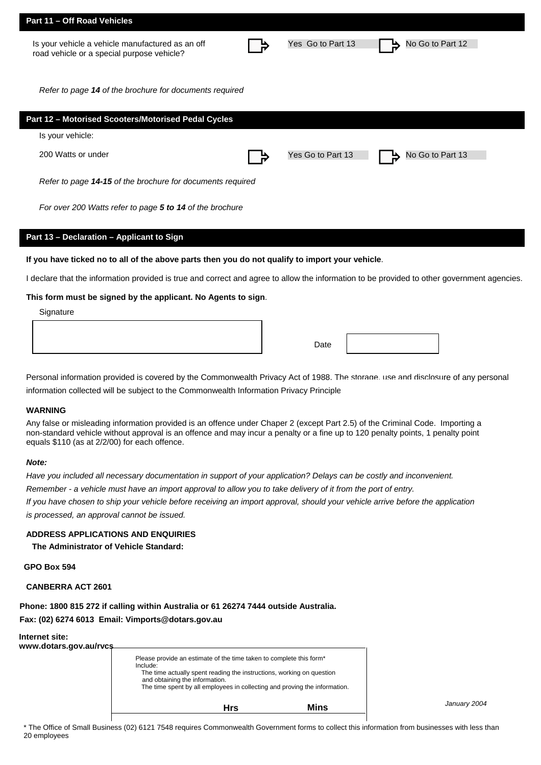## Part 11 – Off Road Vehicles

Is your vehicle a vehicle manufactured as an off road vehicle or a special purpose vehicle? ☐ Yes Go to Part 13 ☐ No Go to Part 12

*Refer to page **14** of the brochure for documents required*

## Part 12 – Motorised Scooters/Motorised Pedal Cycles

Is your vehicle:

200 Watts or under ☐ Yes Go to Part 13 ☐ No Go to Part 13

*Refer to page **14-15** of the brochure for documents required*

*For over 200 Watts refer to page **5 to 14** of the brochure*

## Part 13 – Declaration – Applicant to Sign

**If you have ticked no to all of the above parts then you do not qualify to import your vehicle**.

I declare that the information provided is true and correct and agree to allow the information to be provided to other government agencies.

**This form must be signed by the applicant. No Agents to sign**.

Signature

Date

Personal information provided is covered by the Commonwealth Privacy Act of 1988. The storage, use and disclosure of any personal information collected will be subject to the Commonwealth Information Privacy Principle

**WARNING**

Any false or misleading information provided is an offence under Chaper 2 (except Part 2.5) of the Criminal Code. Importing a non-standard vehicle without approval is an offence and may incur a penalty or a fine up to 120 penalty points, 1 penalty point equals $110 (as at 2/2/00) for each offence.

***Note:***

*Have you included all necessary documentation in support of your application? Delays can be costly and inconvenient.*

*Remember - a vehicle must have an import approval to allow you to take delivery of it from the port of entry.*

*If you have chosen to ship your vehicle before receiving an import approval, should your vehicle arrive before the application is processed, an approval cannot be issued.*

**ADDRESS APPLICATIONS AND ENQUIRIES**

**The Administrator of Vehicle Standard:**

**GPO Box 594**

**CANBERRA ACT 2601**

**Phone: 1800 815 272 if calling within Australia or 61 26274 7444 outside Australia.**

**Fax: (02) 6274 6013 Email: Vimports@dotars.gov.au**

**Internet site:**
**www.dotars.gov.au/rvcs**

Please provide an estimate of the time taken to complete this form*
Include:
The time actually spent reading the instructions, working on question and obtaining the information.
The time spent by all employees in collecting and proving the information.

**Hrs** **Mins**

*January 2004*

* The Office of Small Business (02) 6121 7548 requires Commonwealth Government forms to collect this information from businesses with less than 20 employees